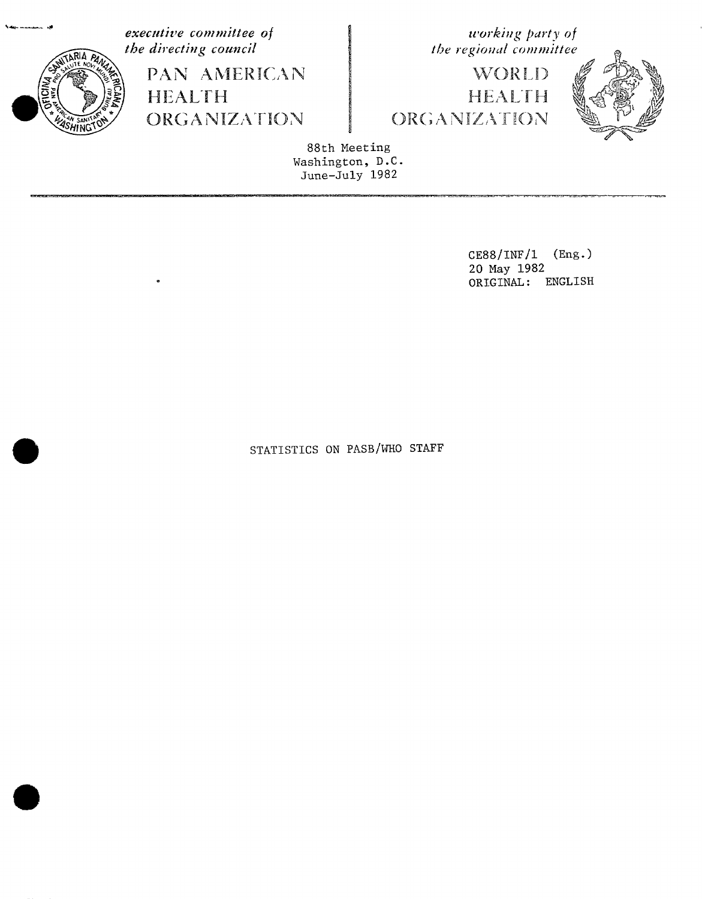*executive committee of the directing council*

PAN AMERICAN HEALTH ORGANIZATION

*working party of the regional committee*

WORLD HEALTH ORGANIZATION

88th Meeting
Washington, D.C.
June-July 1982

CE88/INF/1 (Eng.)
20 May 1982
ORIGINAL: ENGLISH

# STATISTICS ON PASB/WHO STAFF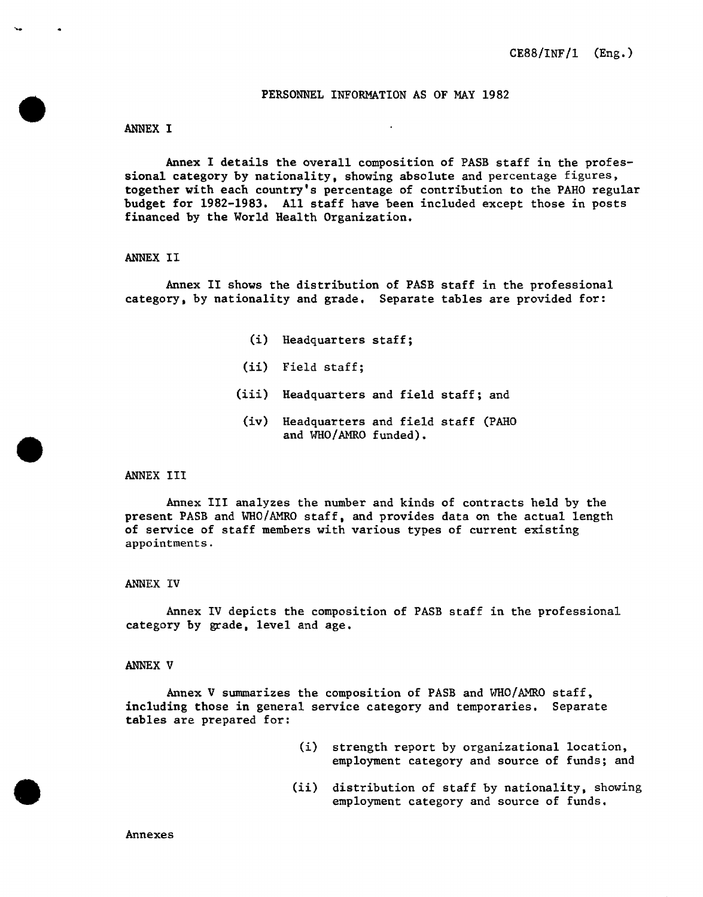# PERSONNEL INFORMATION AS OF MAY 1982

## ANNEX I

Annex I details the overall composition of PASB staff in the professional category by nationality, showing absolute and percentage figures, together with each country's percentage of contribution to the PAHO regular budget for 1982-1983. All staff have been included except those in posts financed by the World Health Organization.

## ANNEX II

Annex II shows the distribution of PASB staff in the professional category, by nationality and grade. Separate tables are provided for:

- (i) Headquarters staff;
- (ii) Field staff;
- (iii) Headquarters and field staff; and
- (iv) Headquarters and field staff (PAHO and WHO/AMRO funded).

## ANNEX III

Annex III analyzes the number and kinds of contracts held by the present PASB and WHO/AMRO staff, and provides data on the actual length of service of staff members with various types of current existing appointments.

## ANNEX IV

Annex IV depicts the composition of PASB staff in the professional category by grade, level and age.

## ANNEX V

Annex V summarizes the composition of PASB and WHO/AMRO staff, including those in general service category and temporaries. Separate tables are prepared for:

- (i) strength report by organizational location, employment category and source of funds; and
- (ii) distribution of staff by nationality, showing employment category and source of funds.

Annexes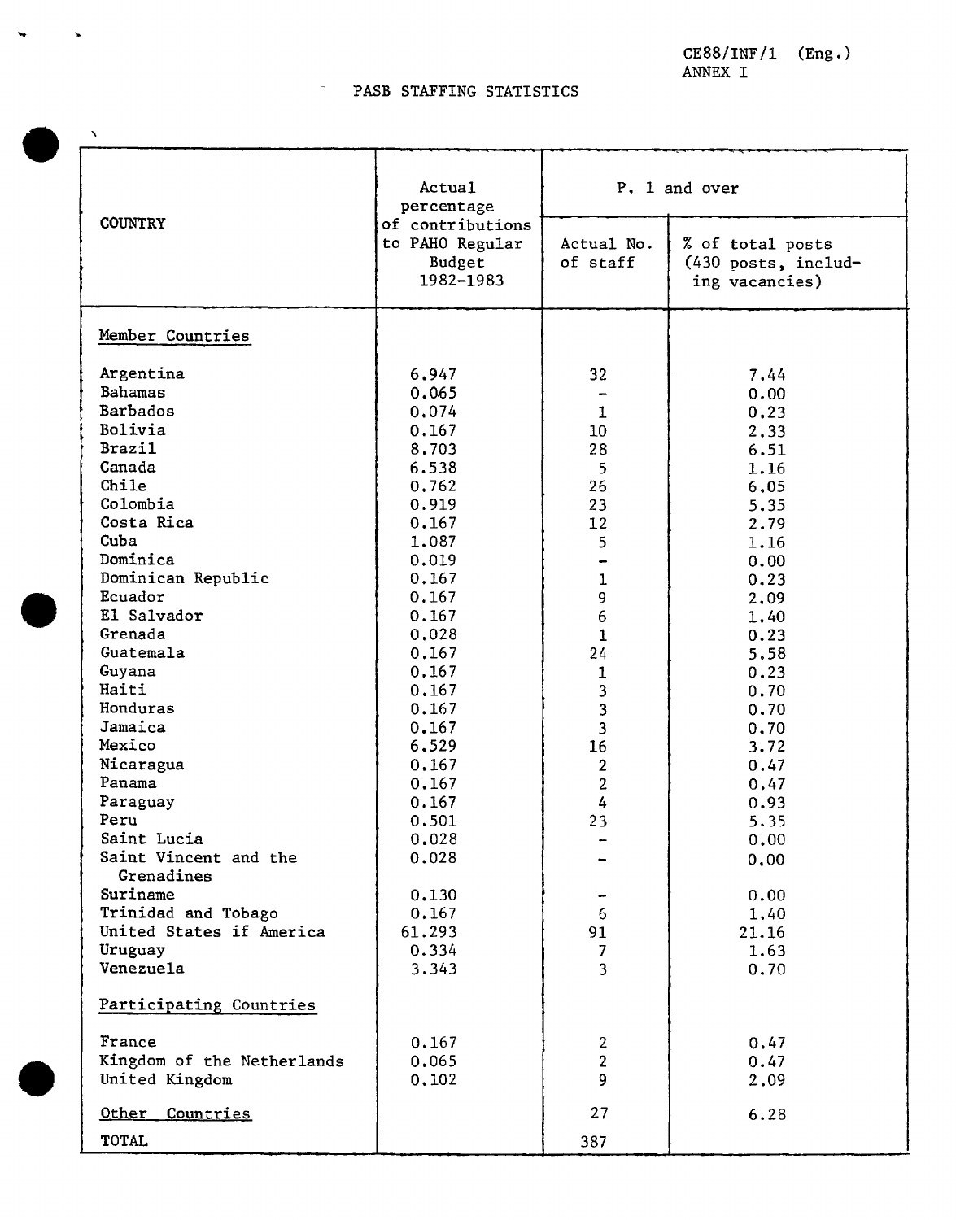CE88/INF/1 (Eng.)
ANNEX I

# PASB STAFFING STATISTICS

| COUNTRY | Actual percentage of contributions to PAHO Regular Budget 1982-1983 | P. 1 and over | |
|---|---|---|---|
| | | Actual No. of staff | % of total posts (430 posts, including vacancies) |
| **Member Countries** | | | |
| Argentina | 6.947 | 32 | 7.44 |
| Bahamas | 0.065 | - | 0.00 |
| Barbados | 0.074 | 1 | 0.23 |
| Bolivia | 0.167 | 10 | 2.33 |
| Brazil | 8.703 | 28 | 6.51 |
| Canada | 6.538 | 5 | 1.16 |
| Chile | 0.762 | 26 | 6.05 |
| Colombia | 0.919 | 23 | 5.35 |
| Costa Rica | 0.167 | 12 | 2.79 |
| Cuba | 1.087 | 5 | 1.16 |
| Dominica | 0.019 | - | 0.00 |
| Dominican Republic | 0.167 | 1 | 0.23 |
| Ecuador | 0.167 | 9 | 2.09 |
| El Salvador | 0.167 | 6 | 1.40 |
| Grenada | 0.028 | 1 | 0.23 |
| Guatemala | 0.167 | 24 | 5.58 |
| Guyana | 0.167 | 1 | 0.23 |
| Haiti | 0.167 | 3 | 0.70 |
| Honduras | 0.167 | 3 | 0.70 |
| Jamaica | 0.167 | 3 | 0.70 |
| Mexico | 6.529 | 16 | 3.72 |
| Nicaragua | 0.167 | 2 | 0.47 |
| Panama | 0.167 | 2 | 0.47 |
| Paraguay | 0.167 | 4 | 0.93 |
| Peru | 0.501 | 23 | 5.35 |
| Saint Lucia | 0.028 | - | 0.00 |
| Saint Vincent and the Grenadines | 0.028 | - | 0.00 |
| Suriname | 0.130 | - | 0.00 |
| Trinidad and Tobago | 0.167 | 6 | 1.40 |
| United States if America | 61.293 | 91 | 21.16 |
| Uruguay | 0.334 | 7 | 1.63 |
| Venezuela | 3.343 | 3 | 0.70 |
| **Participating Countries** | | | |
| France | 0.167 | 2 | 0.47 |
| Kingdom of the Netherlands | 0.065 | 2 | 0.47 |
| United Kingdom | 0.102 | 9 | 2.09 |
| **Other Countries** | | 27 | 6.28 |
| TOTAL | | 387 | |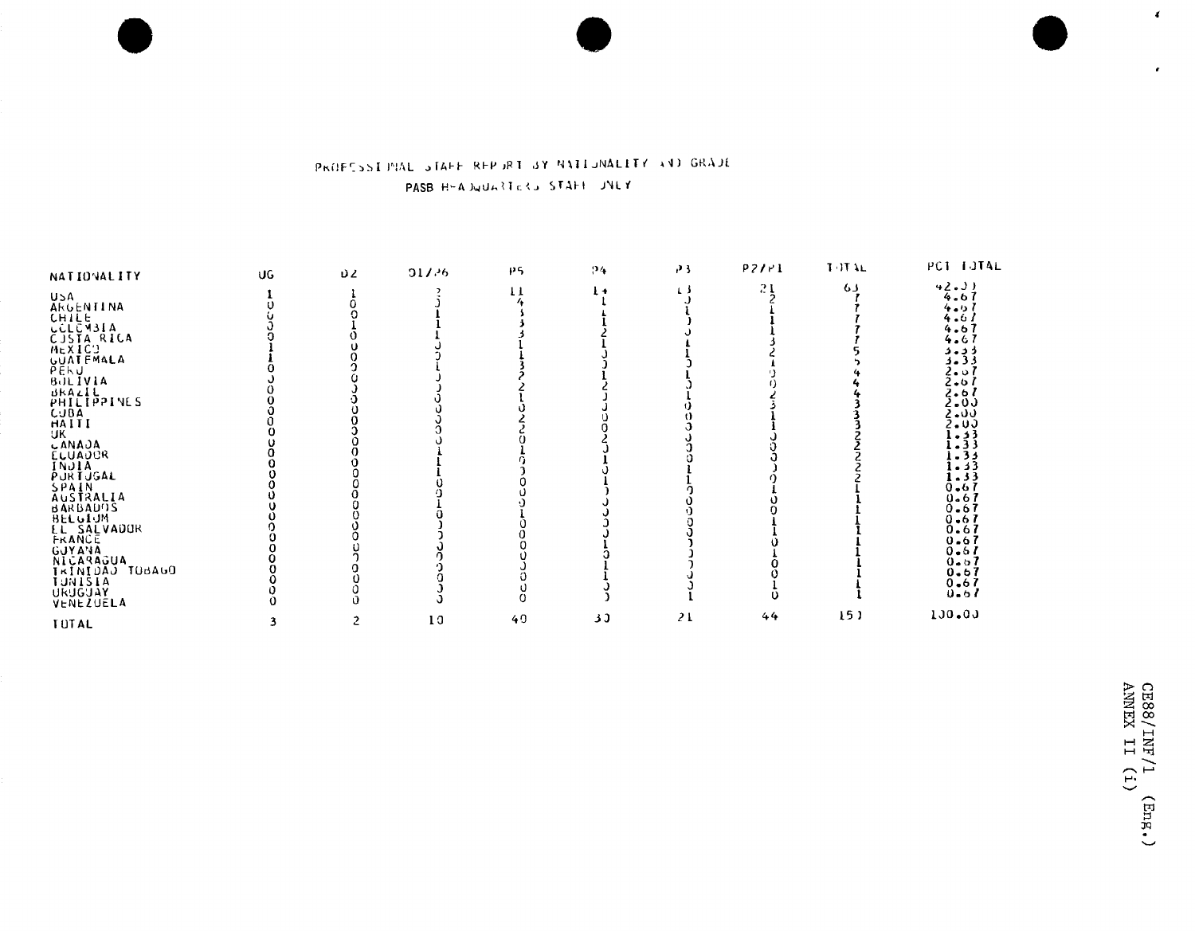# PROFESSIONAL STAFF REPORT BY NATIONALITY AND GRADE

## PASB HEADQUARTERS STAFF ONLY

| NATIONALITY | UG | D2 | D1/P6 | P5 | P4 | P3 | P2/P1 | TOTAL | PCT TOTAL |
|---|---|---|---|---|---|---|---|---|---|
| USA | 1 | 1 | 2 | 11 | 14 | 13 | 21 | 63 | 42.00 |
| ARGENTINA | 0 | 0 | 0 | 4 | 1 | 0 | 2 | 7 | 4.67 |
| CHILE | 0 | 0 | 1 | 3 | 1 | 1 | 1 | 7 | 4.67 |
| COLOMBIA | 0 | 1 | 1 | 3 | 1 | 1 | 1 | 7 | 4.67 |
| COSTA RICA | 0 | 0 | 1 | 3 | 2 | 0 | 1 | 7 | 4.67 |
| MEXICO | 1 | 0 | 0 | 1 | 1 | 0 | 3 | 5 | 3.33 |
| GUATEMALA | 1 | 0 | 0 | 1 | 0 | 1 | 2 | 5 | 3.33 |
| PERU | 0 | 0 | 1 | 3 | 0 | 0 | 1 | 4 | 2.67 |
| BOLIVIA | 0 | 0 | 0 | 2 | 1 | 0 | 0 | 4 | 2.67 |
| BRAZIL | 0 | 0 | 0 | 2 | 2 | 1 | 0 | 4 | 2.67 |
| PHILIPPINES | 0 | 0 | 0 | 1 | 0 | 1 | 2 | 3 | 2.00 |
| CUBA | 0 | 0 | 0 | 0 | 0 | 0 | 3 | 3 | 2.00 |
| HAITI | 0 | 0 | 0 | 2 | 0 | 0 | 1 | 3 | 2.00 |
| UK | 0 | 0 | 0 | 2 | 0 | 0 | 1 | 2 | 1.33 |
| CANADA | 0 | 0 | 1 | 0 | 2 | 0 | 0 | 2 | 1.33 |
| ECUADOR | 0 | 0 | 1 | 1 | 0 | 0 | 0 | 2 | 1.33 |
| INDIA | 0 | 0 | 1 | 0 | 1 | 0 | 0 | 2 | 1.33 |
| PORTUGAL | 0 | 0 | 0 | 0 | 0 | 1 | 0 | 2 | 1.33 |
| SPAIN | 0 | 0 | 0 | 0 | 1 | 1 | 0 | 1 | 0.67 |
| AUSTRALIA | 0 | 0 | 1 | 0 | 0 | 0 | 1 | 1 | 0.67 |
| BARBADOS | 0 | 0 | 0 | 1 | 0 | 0 | 0 | 1 | 0.67 |
| BELGIUM | 0 | 0 | 0 | 0 | 0 | 0 | 0 | 1 | 0.67 |
| EL SALVADOR | 0 | 0 | 0 | 0 | 0 | 0 | 1 | 1 | 0.67 |
| FRANCE | 0 | 0 | 0 | 0 | 0 | 0 | 1 | 1 | 0.67 |
| GUYANA | 0 | 0 | 0 | 0 | 1 | 0 | 0 | 1 | 0.67 |
| NICARAGUA | 0 | 0 | 0 | 0 | 0 | 0 | 1 | 1 | 0.67 |
| TRINIDAD TOBAGO | 0 | 0 | 0 | 0 | 1 | 0 | 0 | 1 | 0.67 |
| TUNISIA | 0 | 0 | 0 | 0 | 1 | 0 | 0 | 1 | 0.67 |
| URUGUAY | 0 | 0 | 0 | 0 | 0 | 0 | 1 | 1 | 0.67 |
| VENEZUELA | 0 | 0 | 0 | 0 | 0 | 1 | 0 | 1 | 0.67 |
| TOTAL | 3 | 2 | 10 | 40 | 30 | 21 | 44 | 150 | 100.00 |

CE88/INF/1 (Eng.)
ANNEX II (i)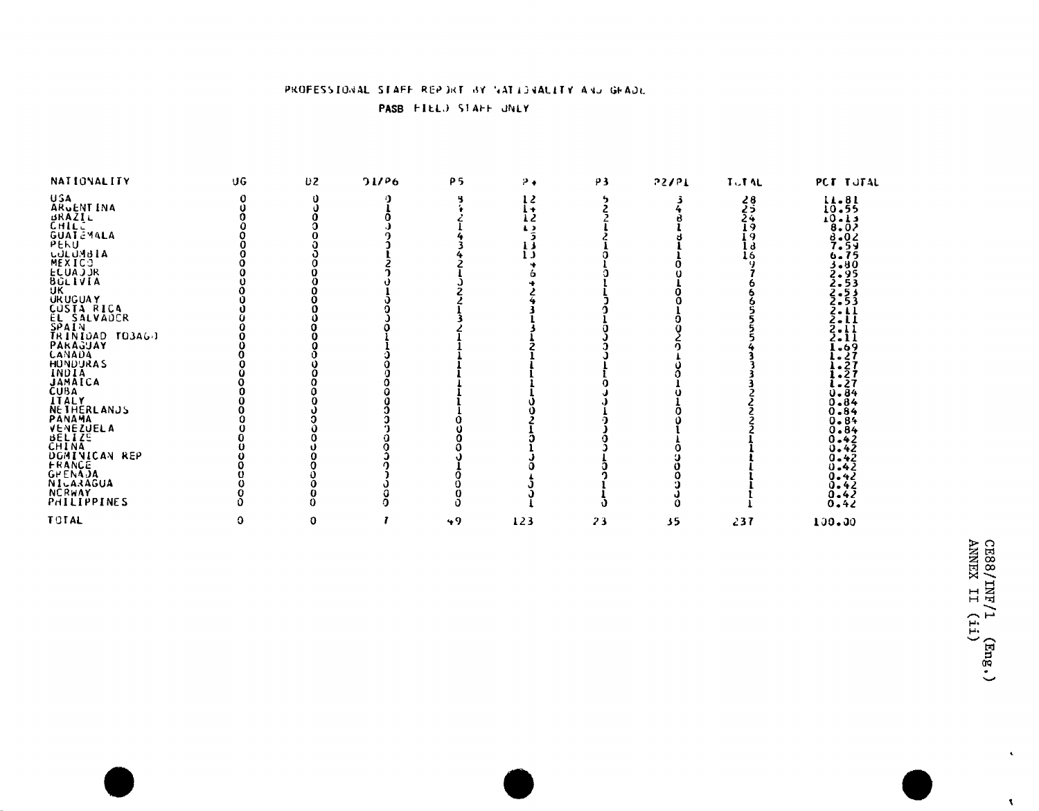# PROFESSIONAL STAFF REPORT BY NATIONALITY AND GRADE

## PASB FIELD STAFF ONLY

| NATIONALITY | UG | D2 | D1/P6 | P5 | P4 | P3 | P2/P1 | TOTAL | PCT TOTAL |
|---|---|---|---|---|---|---|---|---|---|
| USA | 0 | 0 | 0 | 8 | 12 | 5 | 3 | 28 | 11.81 |
| ARGENTINA | 0 | 0 | 1 | 4 | 14 | 2 | 4 | 25 | 10.55 |
| BRAZIL | 0 | 0 | 0 | 2 | 12 | 2 | 8 | 24 | 10.13 |
| CHILE | 0 | 0 | 0 | 1 | 16 | 1 | 1 | 19 | 8.02 |
| GUATEMALA | 0 | 0 | 0 | 4 | 5 | 2 | 8 | 19 | 8.02 |
| PERU | 0 | 0 | 0 | 3 | 13 | 1 | 1 | 18 | 7.59 |
| COLOMBIA | 0 | 0 | 1 | 4 | 10 | 0 | 1 | 16 | 6.75 |
| MEXICO | 0 | 0 | 2 | 2 | 4 | 1 | 0 | 9 | 3.80 |
| ECUADOR | 0 | 0 | 0 | 1 | 6 | 0 | 0 | 7 | 2.95 |
| BOLIVIA | 0 | 0 | 0 | 0 | 4 | 1 | 1 | 6 | 2.53 |
| UK | 0 | 0 | 1 | 2 | 2 | 1 | 0 | 6 | 2.53 |
| URUGUAY | 0 | 0 | 0 | 2 | 4 | 0 | 0 | 6 | 2.53 |
| COSTA RICA | 0 | 0 | 0 | 1 | 3 | 0 | 1 | 5 | 2.11 |
| EL SALVADOR | 0 | 0 | 0 | 3 | 1 | 1 | 0 | 5 | 2.11 |
| SPAIN | 0 | 0 | 0 | 2 | 3 | 0 | 0 | 5 | 2.11 |
| TRINIDAD TOBAGO | 0 | 0 | 1 | 1 | 1 | 0 | 2 | 5 | 2.11 |
| PARAGUAY | 0 | 0 | 1 | 1 | 2 | 0 | 0 | 4 | 1.69 |
| CANADA | 0 | 0 | 0 | 1 | 1 | 0 | 1 | 3 | 1.27 |
| HONDURAS | 0 | 0 | 0 | 1 | 1 | 1 | 0 | 3 | 1.27 |
| INDIA | 0 | 0 | 0 | 1 | 1 | 1 | 0 | 3 | 1.27 |
| JAMAICA | 0 | 0 | 0 | 1 | 1 | 0 | 1 | 3 | 1.27 |
| CUBA | 0 | 0 | 0 | 1 | 1 | 0 | 0 | 2 | 0.84 |
| ITALY | 0 | 0 | 0 | 1 | 0 | 0 | 1 | 2 | 0.84 |
| NETHERLANDS | 0 | 0 | 0 | 1 | 0 | 1 | 0 | 2 | 0.84 |
| PANAMA | 0 | 0 | 0 | 0 | 2 | 0 | 0 | 2 | 0.84 |
| VENEZUELA | 0 | 0 | 0 | 0 | 1 | 0 | 1 | 2 | 0.84 |
| BELIZE | 0 | 0 | 0 | 0 | 0 | 0 | 1 | 1 | 0.42 |
| CHINA | 0 | 0 | 0 | 0 | 1 | 0 | 0 | 1 | 0.42 |
| DOMINICAN REP | 0 | 0 | 0 | 0 | 0 | 1 | 0 | 1 | 0.42 |
| FRANCE | 0 | 0 | 0 | 1 | 0 | 0 | 0 | 1 | 0.42 |
| GRENADA | 0 | 0 | 0 | 0 | 1 | 0 | 0 | 1 | 0.42 |
| NICARAGUA | 0 | 0 | 0 | 0 | 0 | 1 | 0 | 1 | 0.42 |
| NORWAY | 0 | 0 | 0 | 0 | 0 | 1 | 0 | 1 | 0.42 |
| PHILIPPINES | 0 | 0 | 0 | 0 | 1 | 0 | 0 | 1 | 0.42 |
| TOTAL | 0 | 0 | 7 | 49 | 123 | 23 | 35 | 237 | 100.00 |

CE88/INF/1 (Eng.)
ANNEX II (ii)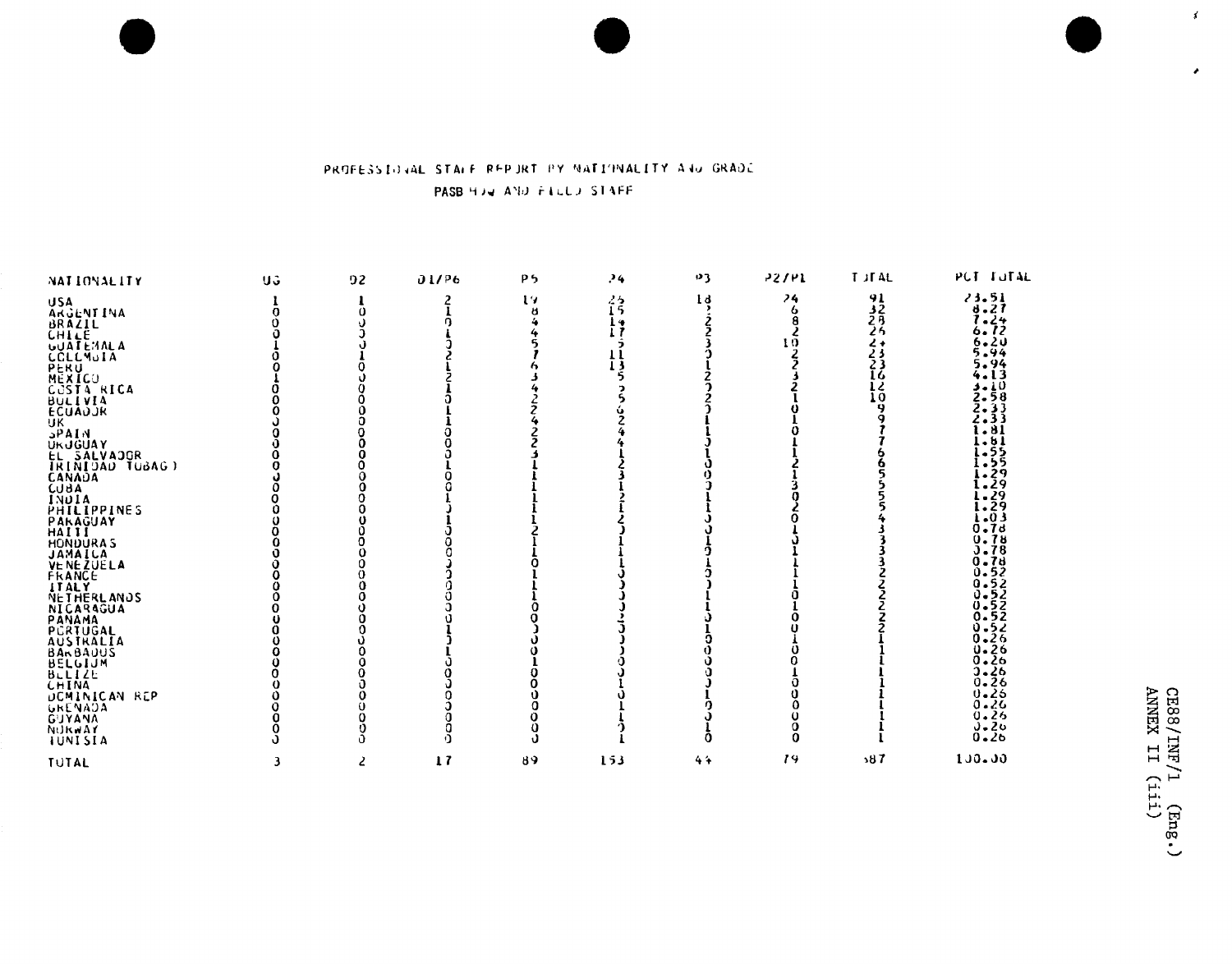## PROFESSIONAL STAFF REPORT BY NATIONALITY AND GRADE

### PASB HQ AND FIELD STAFF

| NATIONALITY | UG | D2 | D1/P6 | P5 | P4 | P3 | P2/P1 | TOTAL | PCT TOTAL |
|---|---|---|---|---|---|---|---|---|---|
| USA | 1 | 1 | 2 | 20 | 25 | 18 | 24 | 91 | 23.51 |
| ARGENTINA | 0 | 0 | 1 | 8 | 15 | 2 | 6 | 32 | 8.27 |
| BRAZIL | 0 | 0 | 0 | 4 | 14 | 2 | 8 | 28 | 7.24 |
| CHILE | 0 | 0 | 1 | 4 | 17 | 2 | 2 | 26 | 6.72 |
| GUATEMALA | 1 | 0 | 0 | 5 | 5 | 3 | 10 | 24 | 6.20 |
| COLOMBIA | 0 | 1 | 2 | 7 | 11 | 0 | 2 | 23 | 5.94 |
| PERU | 0 | 0 | 1 | 6 | 13 | 1 | 2 | 23 | 5.94 |
| MEXICO | 1 | 0 | 2 | 3 | 5 | 2 | 3 | 16 | 4.13 |
| COSTA RICA | 0 | 0 | 1 | 4 | 5 | 0 | 2 | 12 | 3.10 |
| BOLIVIA | 0 | 0 | 0 | 2 | 5 | 2 | 1 | 10 | 2.58 |
| ECUADOR | 0 | 0 | 1 | 2 | 6 | 0 | 0 | 9 | 2.33 |
| UK | 0 | 0 | 1 | 4 | 2 | 1 | 1 | 9 | 2.33 |
| SPAIN | 0 | 0 | 0 | 2 | 4 | 1 | 0 | 7 | 1.81 |
| URUGUAY | 0 | 0 | 0 | 2 | 4 | 0 | 1 | 7 | 1.81 |
| EL SALVADOR | 0 | 0 | 0 | 3 | 1 | 1 | 1 | 6 | 1.55 |
| TRINIDAD TOBAGO | 0 | 0 | 1 | 1 | 2 | 0 | 2 | 6 | 1.55 |
| CANADA | 0 | 0 | 0 | 1 | 3 | 0 | 1 | 5 | 1.29 |
| CUBA | 0 | 0 | 0 | 1 | 1 | 0 | 3 | 5 | 1.29 |
| INDIA | 0 | 0 | 1 | 1 | 2 | 1 | 0 | 5 | 1.29 |
| PHILIPPINES | 0 | 0 | 0 | 1 | 1 | 1 | 2 | 5 | 1.29 |
| PARAGUAY | 0 | 0 | 1 | 1 | 2 | 0 | 0 | 4 | 1.03 |
| HAITI | 0 | 0 | 0 | 2 | 0 | 0 | 1 | 3 | 0.78 |
| HONDURAS | 0 | 0 | 0 | 1 | 1 | 1 | 0 | 3 | 0.78 |
| JAMAICA | 0 | 0 | 0 | 1 | 1 | 0 | 1 | 3 | 0.78 |
| VENEZUELA | 0 | 0 | 0 | 0 | 1 | 1 | 1 | 3 | 0.78 |
| FRANCE | 0 | 0 | 0 | 1 | 0 | 0 | 1 | 2 | 0.52 |
| ITALY | 0 | 0 | 0 | 1 | 0 | 0 | 1 | 2 | 0.52 |
| NETHERLANDS | 0 | 0 | 0 | 0 | 1 | 1 | 0 | 2 | 0.52 |
| NICARAGUA | 0 | 0 | 0 | 0 | 0 | 1 | 1 | 2 | 0.52 |
| PANAMA | 0 | 0 | 0 | 0 | 2 | 0 | 0 | 2 | 0.52 |
| PORTUGAL | 0 | 0 | 1 | 0 | 0 | 1 | 0 | 2 | 0.52 |
| AUSTRALIA | 0 | 0 | 0 | 0 | 0 | 0 | 1 | 1 | 0.26 |
| BARBADOS | 0 | 0 | 1 | 0 | 0 | 0 | 0 | 1 | 0.26 |
| BELGIUM | 0 | 0 | 0 | 1 | 0 | 0 | 0 | 1 | 0.26 |
| BELIZE | 0 | 0 | 0 | 0 | 0 | 0 | 1 | 1 | 0.26 |
| CHINA | 0 | 0 | 0 | 0 | 1 | 0 | 0 | 1 | 0.26 |
| DOMINICAN REP | 0 | 0 | 0 | 0 | 0 | 1 | 0 | 1 | 0.26 |
| GRENADA | 0 | 0 | 0 | 0 | 1 | 0 | 0 | 1 | 0.26 |
| GUYANA | 0 | 0 | 0 | 0 | 1 | 0 | 0 | 1 | 0.26 |
| NORWAY | 0 | 0 | 0 | 0 | 0 | 1 | 0 | 1 | 0.26 |
| TUNISIA | 0 | 0 | 0 | 0 | 1 | 0 | 0 | 1 | 0.26 |
| TOTAL | 3 | 2 | 17 | 89 | 153 | 44 | 79 | 387 | 100.00 |

CE88/INF/1 (Eng.)
ANNEX II (iii)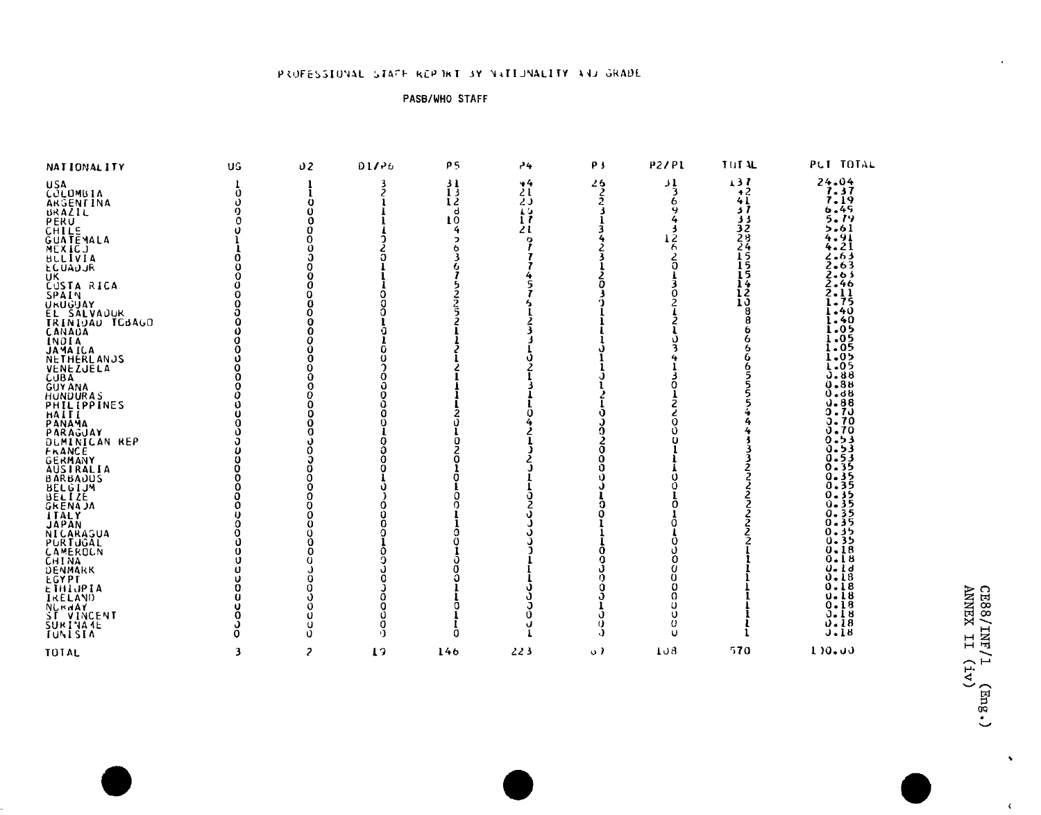PROFESSIONAL STAFF REPORT BY NATIONALITY AND GRADE

PASB/WHO STAFF

| NATIONALITY | UG | D2 | D1/P6 | P5 | P4 | P3 | P2/P1 | TOTAL | PCT TOTAL |
|---|---|---|---|---|---|---|---|---|---|
| USA | 1 | 1 | 3 | 31 | 44 | 26 | 31 | 137 | 24.04 |
| COLOMBIA | 0 | 1 | 2 | 13 | 21 | 2 | 3 | 42 | 7.37 |
| ARGENTINA | 0 | 0 | 1 | 12 | 20 | 2 | 6 | 41 | 7.19 |
| BRAZIL | 0 | 0 | 1 | 8 | 16 | 3 | 9 | 37 | 6.49 |
| PERU | 0 | 0 | 1 | 10 | 17 | 1 | 4 | 33 | 5.79 |
| CHILE | 0 | 0 | 1 | 4 | 21 | 3 | 3 | 32 | 5.61 |
| GUATEMALA | 1 | 0 | 0 | 2 | 9 | 4 | 12 | 28 | 4.91 |
| MEXICO | 1 | 0 | 2 | 6 | 7 | 2 | 6 | 24 | 4.21 |
| BOLIVIA | 0 | 0 | 0 | 3 | 7 | 3 | 2 | 15 | 2.63 |
| ECUADOR | 0 | 0 | 1 | 6 | 7 | 1 | 0 | 15 | 2.63 |
| UK | 0 | 0 | 1 | 7 | 4 | 2 | 1 | 15 | 2.63 |
| COSTA RICA | 0 | 0 | 1 | 5 | 5 | 0 | 3 | 14 | 2.46 |
| SPAIN | 0 | 0 | 0 | 2 | 7 | 3 | 0 | 12 | 2.11 |
| URUGUAY | 0 | 0 | 0 | 2 | 6 | 0 | 2 | 10 | 1.75 |
| EL SALVADOR | 0 | 0 | 0 | 5 | 1 | 1 | 1 | 8 | 1.40 |
| TRINIDAD TOBAGO | 0 | 0 | 1 | 2 | 2 | 1 | 2 | 8 | 1.40 |
| CANADA | 0 | 0 | 0 | 1 | 3 | 1 | 1 | 6 | 1.05 |
| INDIA | 0 | 0 | 1 | 1 | 3 | 1 | 0 | 6 | 1.05 |
| JAMAICA | 0 | 0 | 0 | 2 | 1 | 0 | 3 | 6 | 1.05 |
| NETHERLANDS | 0 | 0 | 0 | 1 | 0 | 1 | 4 | 6 | 1.05 |
| VENEZUELA | 0 | 0 | 0 | 2 | 2 | 1 | 1 | 6 | 1.05 |
| CUBA | 0 | 0 | 0 | 1 | 1 | 0 | 3 | 5 | 0.88 |
| GUYANA | 0 | 0 | 0 | 1 | 3 | 1 | 0 | 5 | 0.88 |
| HONDURAS | 0 | 0 | 0 | 1 | 1 | 2 | 1 | 5 | 0.88 |
| PHILIPPINES | 0 | 0 | 0 | 1 | 1 | 1 | 2 | 5 | 0.88 |
| HAITI | 0 | 0 | 0 | 2 | 0 | 0 | 2 | 4 | 0.70 |
| PANAMA | 0 | 0 | 0 | 0 | 4 | 0 | 0 | 4 | 0.70 |
| PARAGUAY | 0 | 0 | 1 | 1 | 2 | 0 | 0 | 4 | 0.70 |
| DOMINICAN REP | 0 | 0 | 0 | 0 | 1 | 2 | 0 | 3 | 0.53 |
| FRANCE | 0 | 0 | 0 | 2 | 0 | 0 | 1 | 3 | 0.53 |
| GERMANY | 0 | 0 | 0 | 0 | 2 | 0 | 1 | 3 | 0.53 |
| AUSTRALIA | 0 | 0 | 0 | 1 | 0 | 0 | 1 | 2 | 0.35 |
| BARBADOS | 0 | 0 | 1 | 0 | 1 | 0 | 0 | 2 | 0.35 |
| BELGIUM | 0 | 0 | 0 | 1 | 1 | 0 | 0 | 2 | 0.35 |
| BELIZE | 0 | 0 | 0 | 0 | 0 | 1 | 1 | 2 | 0.35 |
| GRENADA | 0 | 0 | 0 | 0 | 2 | 0 | 0 | 2 | 0.35 |
| ITALY | 0 | 0 | 0 | 1 | 0 | 0 | 1 | 2 | 0.35 |
| JAPAN | 0 | 0 | 0 | 1 | 0 | 1 | 0 | 2 | 0.35 |
| NICARAGUA | 0 | 0 | 0 | 0 | 0 | 1 | 1 | 2 | 0.35 |
| PORTUGAL | 0 | 0 | 1 | 0 | 0 | 1 | 0 | 2 | 0.35 |
| CAMEROON | 0 | 0 | 0 | 1 | 0 | 0 | 0 | 1 | 0.18 |
| CHINA | 0 | 0 | 0 | 0 | 1 | 0 | 0 | 1 | 0.18 |
| DENMARK | 0 | 0 | 0 | 0 | 1 | 0 | 0 | 1 | 0.18 |
| EGYPT | 0 | 0 | 0 | 1 | 0 | 0 | 0 | 1 | 0.18 |
| ETHIOPIA | 0 | 0 | 0 | 1 | 0 | 0 | 0 | 1 | 0.18 |
| IRELAND | 0 | 0 | 0 | 0 | 0 | 1 | 0 | 1 | 0.18 |
| NORWAY | 0 | 0 | 0 | 1 | 0 | 0 | 0 | 1 | 0.18 |
| ST VINCENT | 0 | 0 | 0 | 1 | 0 | 0 | 0 | 1 | 0.18 |
| SURINAME | 0 | 0 | 0 | 1 | 0 | 0 | 0 | 1 | 0.18 |
| TUNISIA | 0 | 0 | 0 | 0 | 1 | 0 | 0 | 1 | 0.18 |
| TOTAL | 3 | 2 | 19 | 146 | 223 | 69 | 108 | 570 | 100.00 |

CE88/INF/1 (Eng.)
ANNEX II (iv)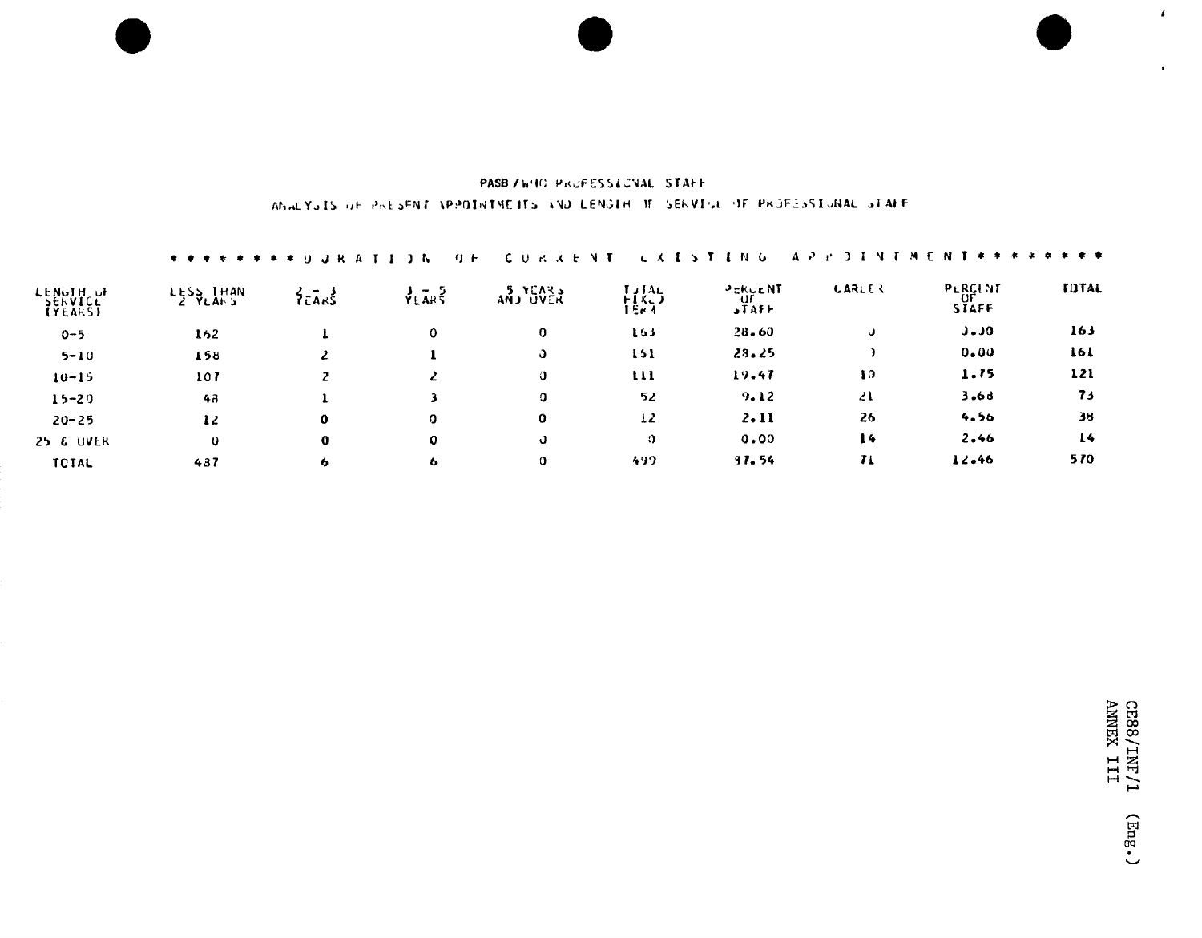PASB/WHO PROFESSIONAL STAFF

ANALYSIS OF PRESENT APPOINTMENTS AND LENGTH OF SERVICE OF PROFESSIONAL STAFF

| LENGTH OF SERVICE (YEARS) | ******** DURATION OF CURRENT EXISTING APPOINTMENT ******** | | | | | | | | |
|---|---|---|---|---|---|---|---|---|---|
| | LESS THAN 2 YEARS | 2 - 3 YEARS | 3 - 5 YEARS | 5 YEARS AND OVER | TOTAL FIXED TERM | PERCENT OF STAFF | CAREER | PERCENT OF STAFF | TOTAL |
| 0-5 | 162 | 1 | 0 | 0 | 163 | 28.60 | 0 | 0.00 | 163 |
| 5-10 | 158 | 2 | 1 | 0 | 161 | 28.25 | 0 | 0.00 | 161 |
| 10-15 | 107 | 2 | 2 | 0 | 111 | 19.47 | 10 | 1.75 | 121 |
| 15-20 | 48 | 1 | 3 | 0 | 52 | 9.12 | 21 | 3.68 | 73 |
| 20-25 | 12 | 0 | 0 | 0 | 12 | 2.11 | 26 | 4.56 | 38 |
| 25 & OVER | 0 | 0 | 0 | 0 | 0 | 0.00 | 14 | 2.46 | 14 |
| TOTAL | 487 | 6 | 6 | 0 | 499 | 87.54 | 71 | 12.46 | 570 |

CE88/INF/1 (Eng.)
ANNEX III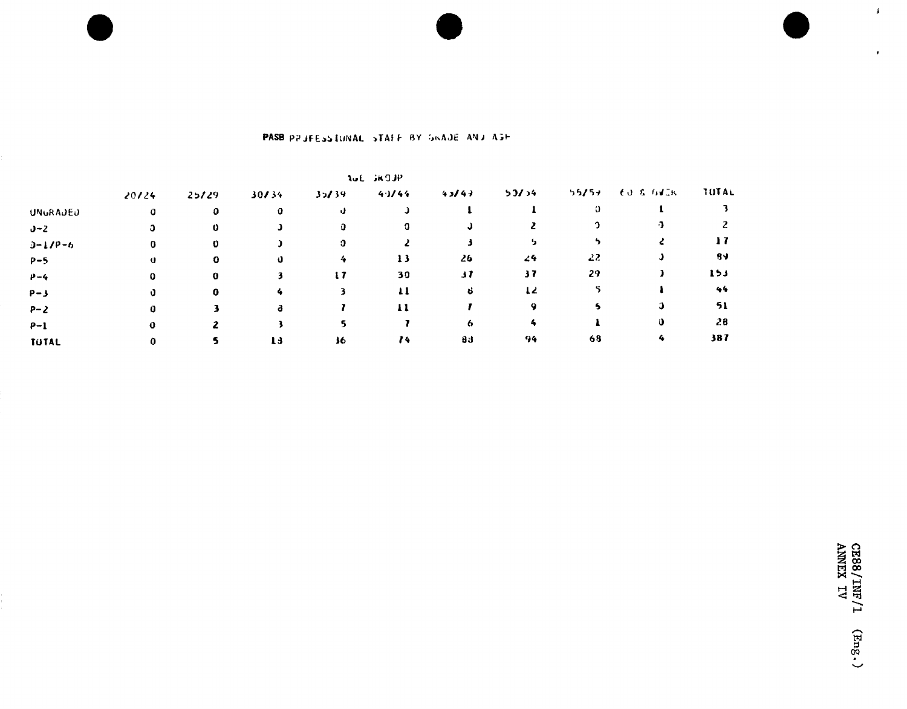# PASB PROFESSIONAL STAFF BY GRADE AND AGE

| | AGE GROUP | | | | | | | | |
|---|---|---|---|---|---|---|---|---|---|
| | 20/24 | 25/29 | 30/34 | 35/39 | 40/44 | 45/49 | 50/54 | 55/59 | 60 & OVER | TOTAL |
| UNGRADED | 0 | 0 | 0 | 0 | 0 | 1 | 1 | 0 | 1 | 3 |
| D-2 | 0 | 0 | 0 | 0 | 0 | 0 | 2 | 0 | 0 | 2 |
| D-1/P-6 | 0 | 0 | 0 | 0 | 2 | 3 | 5 | 5 | 2 | 17 |
| P-5 | 0 | 0 | 0 | 4 | 13 | 26 | 24 | 22 | 0 | 89 |
| P-4 | 0 | 0 | 3 | 17 | 30 | 37 | 37 | 29 | 0 | 153 |
| P-3 | 0 | 0 | 4 | 3 | 11 | 8 | 12 | 5 | 1 | 44 |
| P-2 | 0 | 3 | 8 | 7 | 11 | 7 | 9 | 6 | 0 | 51 |
| P-1 | 0 | 2 | 3 | 5 | 7 | 6 | 4 | 1 | 0 | 28 |
| TOTAL | 0 | 5 | 18 | 36 | 74 | 88 | 94 | 68 | 4 | 387 |

CE88/INF/1 (Eng.)
ANNEX IV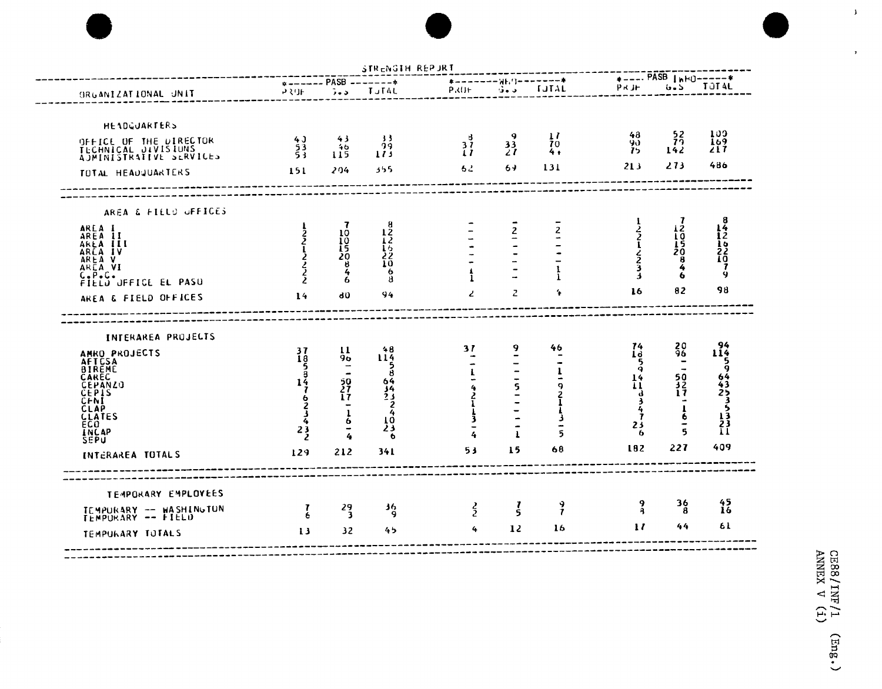CE88/INF/1 (Eng.)
ANNEX V (i)

## STRENGTH REPORT

| ORGANIZATIONAL UNIT | PASB | | | WHO | | | PASB + WHO | | |
|---|---|---|---|---|---|---|---|---|---|
| | PROF | G.S | TOTAL | PROF | G.S | TOTAL | PROF | G.S | TOTAL |
| **HEADQUARTERS** | | | | | | | | | |
| OFFICE OF THE DIRECTOR | 40 | 43 | 83 | 8 | 9 | 17 | 48 | 52 | 100 |
| TECHNICAL DIVISIONS | 53 | 46 | 99 | 37 | 33 | 70 | 90 | 79 | 169 |
| ADMINISTRATIVE SERVICES | 58 | 115 | 173 | 17 | 27 | 44 | 75 | 142 | 217 |
| TOTAL HEADQUARTERS | 151 | 204 | 355 | 62 | 69 | 131 | 213 | 273 | 486 |
| **AREA & FIELD OFFICES** | | | | | | | | | |
| AREA I | 1 | 7 | 8 | - | - | - | 1 | 7 | 8 |
| AREA II | 2 | 10 | 12 | - | 2 | 2 | 2 | 12 | 14 |
| AREA III | 2 | 10 | 12 | - | - | - | 2 | 10 | 12 |
| AREA IV | 1 | 15 | 16 | - | - | - | 1 | 15 | 16 |
| AREA V | 2 | 20 | 22 | - | - | - | 2 | 20 | 22 |
| AREA VI | 2 | 8 | 10 | - | - | - | 2 | 8 | 10 |
| C.P.C. | 2 | 4 | 6 | 1 | - | 1 | 3 | 4 | 7 |
| FIELD OFFICE EL PASO | 2 | 6 | 8 | 1 | - | 1 | 3 | 6 | 9 |
| AREA & FIELD OFFICES | 14 | 80 | 94 | 2 | 2 | 4 | 16 | 82 | 98 |
| **INTERAREA PROJECTS** | | | | | | | | | |
| AMRO PROJECTS | 37 | 11 | 48 | 37 | 9 | 46 | 74 | 20 | 94 |
| AFTOSA | 18 | 96 | 114 | - | - | - | 18 | 96 | 114 |
| BIREME | 5 | - | 5 | - | - | - | 5 | - | 5 |
| CAREC | 8 | - | 8 | 1 | - | 1 | 9 | - | 9 |
| CEPANZO | 14 | 50 | 64 | - | - | - | 14 | 50 | 64 |
| CEPIS | 7 | 27 | 34 | 4 | 5 | 9 | 11 | 32 | 43 |
| CFNI | 6 | 17 | 23 | 2 | - | 2 | 8 | 17 | 25 |
| CLAP | 2 | - | 2 | 1 | - | 1 | 3 | - | 3 |
| CLATES | 3 | 1 | 4 | 1 | - | 1 | 4 | 1 | 5 |
| ECO | 4 | 6 | 10 | 3 | - | 3 | 7 | 6 | 13 |
| INCAP | 23 | - | 23 | - | - | - | 23 | - | 23 |
| SEPU | 2 | 4 | 6 | 4 | 1 | 5 | 6 | 5 | 11 |
| INTERAREA TOTALS | 129 | 212 | 341 | 53 | 15 | 68 | 182 | 227 | 409 |
| **TEMPORARY EMPLOYEES** | | | | | | | | | |
| TEMPORARY -- WASHINGTON | 7 | 29 | 36 | 2 | 7 | 9 | 9 | 36 | 45 |
| TEMPORARY -- FIELD | 6 | 3 | 9 | 2 | 5 | 7 | 8 | 8 | 16 |
| TEMPORARY TOTALS | 13 | 32 | 45 | 4 | 12 | 16 | 17 | 44 | 61 |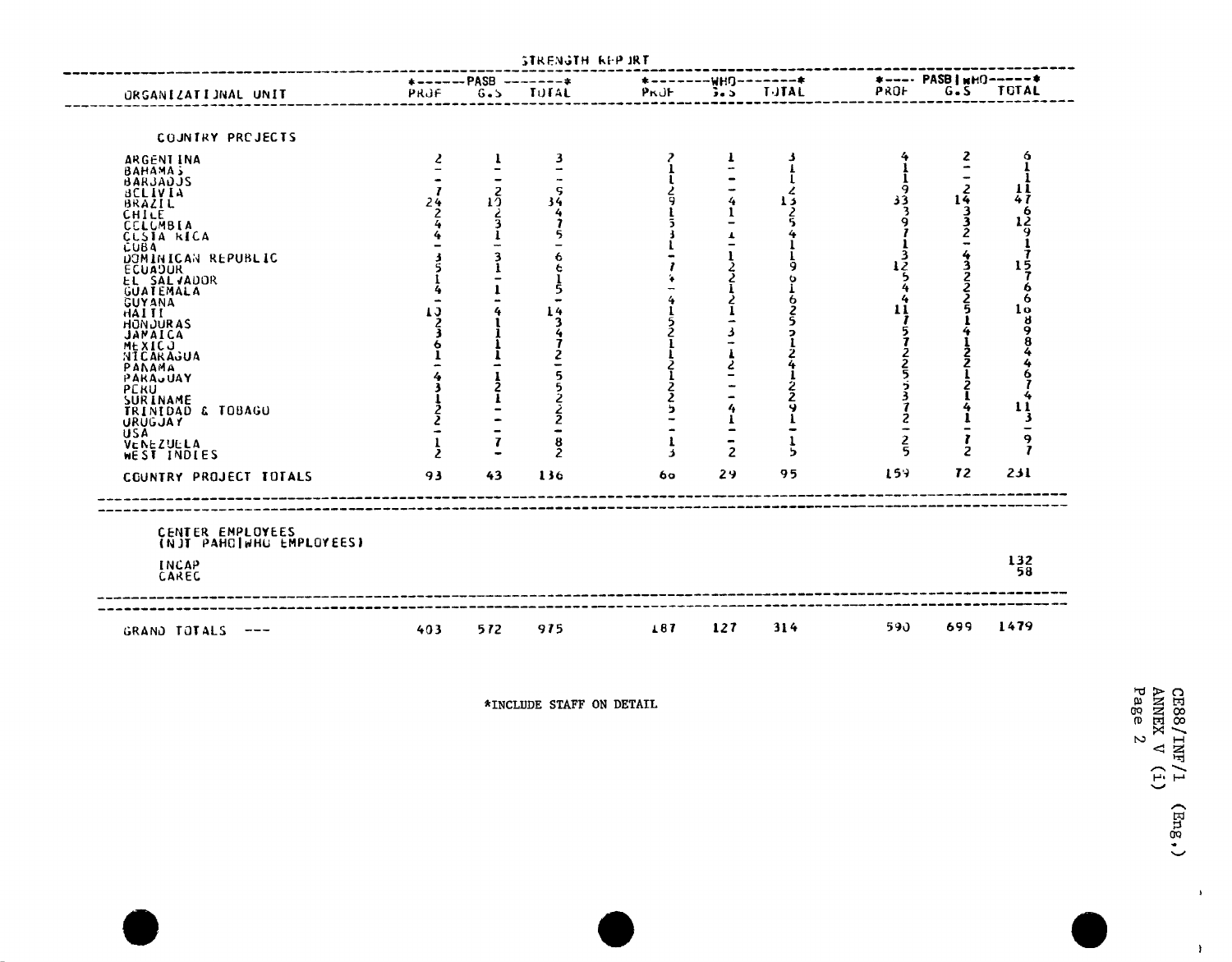STRENGTH REPORT

| ORGANIZATIONAL UNIT | *------PASB | -------* | | *-------WHO | -------* | | *---- PASB/WHO | -----* | |
|---|---|---|---|---|---|---|---|---|---|
| | PROF | G.S | TOTAL | PROF | G.S | TOTAL | PROF | G.S | TOTAL |
| **COUNTRY PROJECTS** | | | | | | | | | |
| ARGENTINA | 2 | 1 | 3 | 2 | 1 | 3 | 4 | 2 | 6 |
| BAHAMAS | - | - | - | 1 | - | 1 | 1 | - | 1 |
| BARBADOS | - | - | - | 1 | - | 1 | 1 | - | 1 |
| BOLIVIA | 7 | 2 | 9 | 2 | - | 2 | 9 | 2 | 11 |
| BRAZIL | 24 | 10 | 34 | 9 | 4 | 13 | 33 | 14 | 47 |
| CHILE | 2 | 2 | 4 | 1 | 1 | 2 | 3 | 3 | 6 |
| COLOMBIA | 4 | 3 | 7 | 5 | - | 5 | 9 | 3 | 12 |
| COSTA RICA | 4 | 1 | 5 | 3 | 1 | 4 | 7 | 2 | 9 |
| CUBA | - | - | - | 1 | - | 1 | 1 | - | 1 |
| DOMINICAN REPUBLIC | 3 | 3 | 6 | - | 1 | 1 | 3 | 4 | 7 |
| ECUADOR | 5 | 1 | 6 | 7 | 2 | 9 | 12 | 3 | 15 |
| EL SALVADOR | 1 | - | 1 | 4 | 2 | 6 | 5 | 2 | 7 |
| GUATEMALA | 4 | 1 | 5 | - | 1 | 1 | 4 | 2 | 6 |
| GUYANA | - | - | - | 4 | 2 | 6 | 4 | 2 | 6 |
| HAITI | 10 | 4 | 14 | 1 | 1 | 2 | 11 | 5 | 16 |
| HONDURAS | 2 | 1 | 3 | 5 | - | 5 | 7 | 1 | 8 |
| JAMAICA | 3 | 1 | 4 | 2 | 3 | 5 | 5 | 4 | 9 |
| MEXICO | 6 | 1 | 7 | 1 | - | 1 | 7 | 1 | 8 |
| NICARAGUA | 1 | 1 | 2 | 1 | 1 | 2 | 2 | 2 | 4 |
| PANAMA | - | - | - | 2 | 2 | 4 | 2 | 2 | 4 |
| PARAGUAY | 4 | 1 | 5 | 1 | - | 1 | 5 | 1 | 6 |
| PERU | 3 | 2 | 5 | 2 | - | 2 | 5 | 2 | 7 |
| SURINAME | 1 | 1 | 2 | 2 | - | 2 | 3 | 1 | 4 |
| TRINIDAD & TOBAGO | 2 | - | 2 | 5 | 4 | 9 | 7 | 4 | 11 |
| URUGUAY | 2 | - | 2 | - | 1 | 1 | 2 | 1 | 3 |
| USA | - | - | - | - | - | - | - | - | - |
| VENEZUELA | 1 | 7 | 8 | 1 | - | 1 | 2 | 7 | 9 |
| WEST INDIES | 2 | - | 2 | 3 | 2 | 5 | 5 | 2 | 7 |
| COUNTRY PROJECT TOTALS | 93 | 43 | 136 | 66 | 29 | 95 | 159 | 72 | 231 |
| **CENTER EMPLOYEES (NOT PAHO/WHO EMPLOYEES)** | | | | | | | | | |
| INCAP | | | | | | | | | 132 |
| CAREC | | | | | | | | | 58 |
| GRAND TOTALS --- | 403 | 572 | 975 | 187 | 127 | 314 | 590 | 699 | 1479 |

*INCLUDE STAFF ON DETAIL

CE88/INF/1 (Eng.)
ANNEX V (i)
Page 2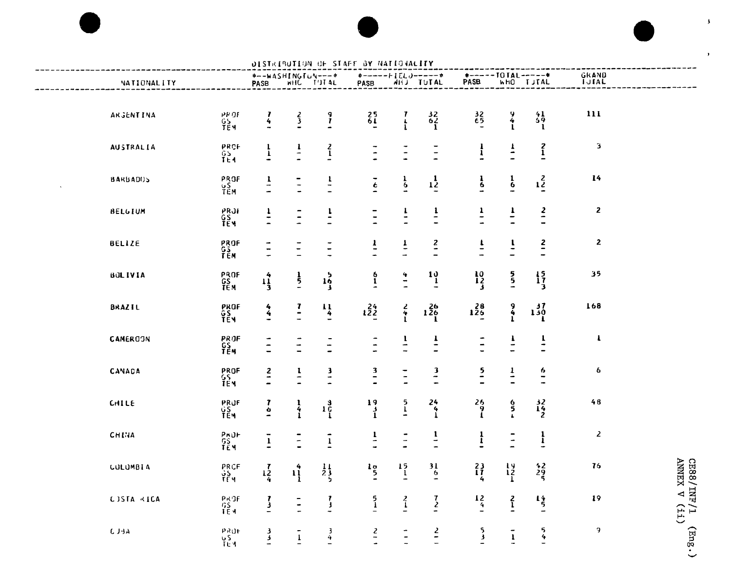## DISTRIBUTION OF STAFF BY NATIONALITY

| NATIONALITY | | WASHINGTON | | | FIELD | | | TOTAL | | | GRAND TOTAL |
|---|---|---|---|---|---|---|---|---|---|---|---|
| | | PASB | WHO | TOTAL | PASB | WHO | TOTAL | PASB | WHO | TOTAL | |
| ARGENTINA | PROF | 7 | 2 | 9 | 25 | 7 | 32 | 32 | 9 | 41 | 111 |
| | GS | 4 | 3 | 7 | 61 | 1 | 62 | 65 | 4 | 69 | |
| | TEM | - | - | - | - | 1 | 1 | - | 1 | 1 | |
| AUSTRALIA | PROF | 1 | 1 | 2 | - | - | - | 1 | 1 | 2 | 3 |
| | GS | 1 | - | 1 | - | - | - | 1 | - | 1 | |
| | TEM | - | - | - | - | - | - | - | - | - | |
| BARBADOS | PROF | 1 | - | 1 | - | 1 | 1 | 1 | 1 | 2 | 14 |
| | GS | - | - | - | 6 | 6 | 12 | 6 | 6 | 12 | |
| | TEM | - | - | - | - | - | - | - | - | - | |
| BELGIUM | PROF | 1 | - | 1 | - | 1 | 1 | 1 | 1 | 2 | 2 |
| | GS | - | - | - | - | - | - | - | - | - | |
| | TEM | - | - | - | - | - | - | - | - | - | |
| BELIZE | PROF | - | - | - | 1 | 1 | 2 | 1 | 1 | 2 | 2 |
| | GS | - | - | - | - | - | - | - | - | - | |
| | TEM | - | - | - | - | - | - | - | - | - | |
| BOLIVIA | PROF | 4 | 1 | 5 | 6 | 4 | 10 | 10 | 5 | 15 | 35 |
| | GS | 11 | 5 | 16 | 1 | - | 1 | 12 | 5 | 17 | |
| | TEM | 3 | - | 3 | - | - | - | 3 | - | 3 | |
| BRAZIL | PROF | 4 | 7 | 11 | 24 | 2 | 26 | 28 | 9 | 37 | 168 |
| | GS | 4 | - | 4 | 122 | 4 | 126 | 126 | 4 | 130 | |
| | TEM | - | - | - | - | 1 | 1 | - | 1 | 1 | |
| CAMEROON | PROF | - | - | - | - | 1 | 1 | - | 1 | 1 | 1 |
| | GS | - | - | - | - | - | - | - | - | - | |
| | TEM | - | - | - | - | - | - | - | - | - | |
| CANADA | PROF | 2 | 1 | 3 | 3 | - | 3 | 5 | 1 | 6 | 6 |
| | GS | - | - | - | - | - | - | - | - | - | |
| | TEM | - | - | - | - | - | - | - | - | - | |
| CHILE | PROF | 7 | 1 | 8 | 19 | 5 | 24 | 26 | 6 | 32 | 48 |
| | GS | 6 | 4 | 10 | 3 | 1 | 4 | 9 | 5 | 14 | |
| | TEM | - | 1 | 1 | 1 | - | 1 | 1 | 1 | 2 | |
| CHINA | PROF | - | - | - | 1 | - | 1 | 1 | - | 1 | 2 |
| | GS | 1 | - | 1 | - | - | - | 1 | - | 1 | |
| | TEM | - | - | - | - | - | - | - | - | - | |
| COLOMBIA | PROF | 7 | 4 | 11 | 16 | 15 | 31 | 23 | 19 | 42 | 76 |
| | GS | 12 | 11 | 23 | 5 | 1 | 6 | 17 | 12 | 29 | |
| | TEM | 4 | 1 | 5 | - | - | - | 4 | 1 | 5 | |
| COSTA RICA | PROF | 7 | - | 7 | 5 | 2 | 7 | 12 | 2 | 14 | 19 |
| | GS | 3 | - | 3 | 1 | 1 | 2 | 4 | 1 | 5 | |
| | TEM | - | - | - | - | - | - | - | - | - | |
| CUBA | PROF | 3 | - | 3 | 2 | - | 2 | 5 | - | 5 | 9 |
| | GS | 3 | 1 | 4 | - | - | - | 3 | 1 | 4 | |
| | TEM | - | - | - | - | - | - | - | - | - | |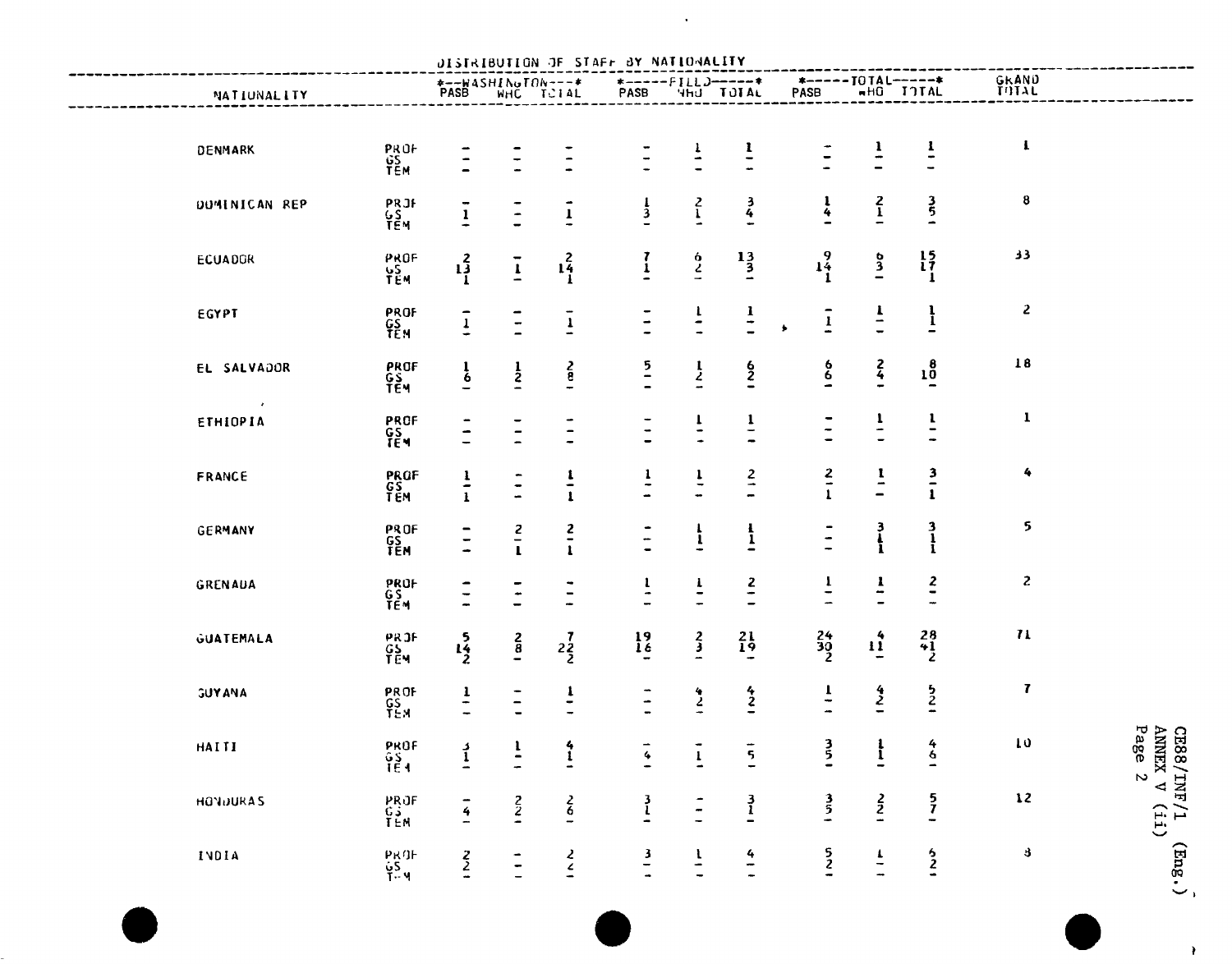DISTRIBUTION OF STAFF BY NATIONALITY

| NATIONALITY | | WASHINGTON PASB | WASHINGTON WHO | WASHINGTON TOTAL | FIELD PASB | FIELD WHO | FIELD TOTAL | TOTAL PASB | TOTAL WHO | TOTAL TOTAL | GRAND TOTAL |
|---|---|---|---|---|---|---|---|---|---|---|---|
| DENMARK | PROF | - | - | - | - | 1 | 1 | - | 1 | 1 | 1 |
| | GS | - | - | - | - | - | - | - | - | - | |
| | TEM | - | - | - | - | - | - | - | - | - | |
| DOMINICAN REP | PROF | - | - | - | 1 | 2 | 3 | 1 | 2 | 3 | 8 |
| | GS | 1 | - | 1 | 3 | 1 | 4 | 4 | 1 | 5 | |
| | TEM | - | - | - | - | - | - | - | - | - | |
| ECUADOR | PROF | 2 | - | 2 | 7 | 6 | 13 | 9 | 6 | 15 | 33 |
| | GS | 13 | 1 | 14 | 1 | 2 | 3 | 14 | 3 | 17 | |
| | TEM | 1 | - | 1 | - | - | - | 1 | - | 1 | |
| EGYPT | PROF | - | - | - | - | 1 | 1 | - | 1 | 1 | 2 |
| | GS | 1 | - | 1 | - | - | - | 1 | - | 1 | |
| | TEM | - | - | - | - | - | - | - | - | - | |
| EL SALVADOR | PROF | 1 | 1 | 2 | 5 | 1 | 6 | 6 | 2 | 8 | 18 |
| | GS | 6 | 2 | 8 | - | 2 | 2 | 6 | 4 | 10 | |
| | TEM | - | - | - | - | - | - | - | - | - | |
| ETHIOPIA | PROF | - | - | - | - | 1 | 1 | - | 1 | 1 | 1 |
| | GS | - | - | - | - | - | - | - | - | - | |
| | TEM | - | - | - | - | - | - | - | - | - | |
| FRANCE | PROF | 1 | - | 1 | 1 | 1 | 2 | 2 | 1 | 3 | 4 |
| | GS | - | - | - | - | - | - | - | - | - | |
| | TEM | 1 | - | 1 | - | - | - | 1 | - | 1 | |
| GERMANY | PROF | - | 2 | 2 | - | 1 | 1 | - | 3 | 3 | 5 |
| | GS | - | - | - | - | 1 | 1 | - | 1 | 1 | |
| | TEM | - | 1 | 1 | - | - | - | - | 1 | 1 | |
| GRENADA | PROF | - | - | - | 1 | 1 | 2 | 1 | 1 | 2 | 2 |
| | GS | - | - | - | - | - | - | - | - | - | |
| | TEM | - | - | - | - | - | - | - | - | - | |
| GUATEMALA | PROF | 5 | 2 | 7 | 19 | 2 | 21 | 24 | 4 | 28 | 71 |
| | GS | 14 | 8 | 22 | 16 | 3 | 19 | 30 | 11 | 41 | |
| | TEM | 2 | - | 2 | - | - | - | 2 | - | 2 | |
| GUYANA | PROF | 1 | - | 1 | - | 4 | 4 | 1 | 4 | 5 | 7 |
| | GS | - | - | - | - | 2 | 2 | - | 2 | 2 | |
| | TEM | - | - | - | - | - | - | - | - | - | |
| HAITI | PROF | 3 | 1 | 4 | - | - | - | 3 | 1 | 4 | 10 |
| | GS | 1 | - | 1 | 4 | 1 | 5 | 5 | 1 | 6 | |
| | TEM | - | - | - | - | - | - | - | - | - | |
| HONDURAS | PROF | - | 2 | 2 | 3 | - | 3 | 3 | 2 | 5 | 12 |
| | GS | 4 | 2 | 6 | 1 | - | 1 | 5 | 2 | 7 | |
| | TEM | - | - | - | - | - | - | - | - | - | |
| INDIA | PROF | 2 | - | 2 | 3 | 1 | 4 | 5 | 1 | 6 | 8 |
| | GS | 2 | - | 2 | - | - | - | 2 | - | 2 | |
| | TEM | - | - | - | - | - | - | - | - | - | |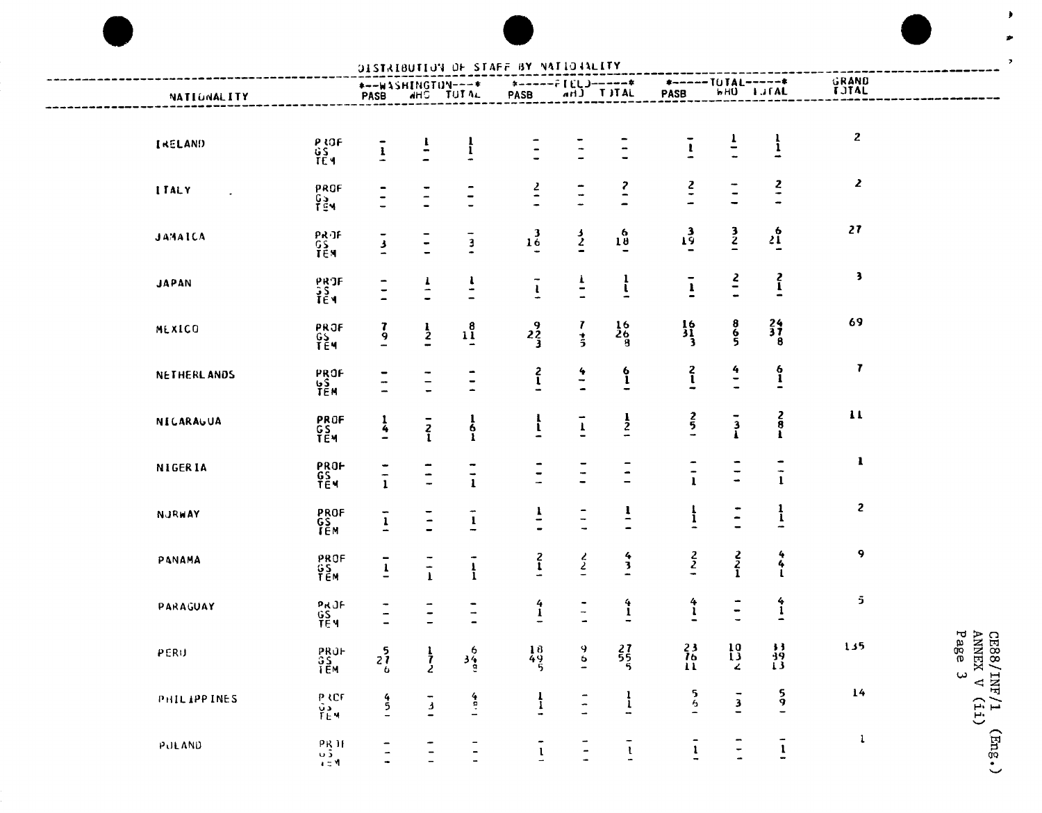## DISTRIBUTION OF STAFF BY NATIONALITY

| NATIONALITY | | WASHINGTON | | | FIELD | | | TOTAL | | | GRAND TOTAL |
|---|---|---|---|---|---|---|---|---|---|---|---|
| | | PASB | WHO | TOTAL | PASB | WHO | TOTAL | PASB | WHO | TOTAL | |
| IRELAND | PROF | - | 1 | 1 | - | - | - | - | 1 | 1 | 2 |
| | GS | 1 | - | 1 | - | - | - | 1 | - | 1 | |
| | TEM | - | - | - | - | - | - | - | - | - | |
| ITALY | PROF | - | - | - | 2 | - | 2 | 2 | - | 2 | 2 |
| | GS | - | - | - | - | - | - | - | - | - | |
| | TEM | - | - | - | - | - | - | - | - | - | |
| JAMAICA | PROF | - | - | - | 3 | 3 | 6 | 3 | 3 | 6 | 27 |
| | GS | 3 | - | 3 | 16 | 2 | 18 | 19 | 2 | 21 | |
| | TEM | - | - | - | - | - | - | - | - | - | |
| JAPAN | PROF | - | 1 | 1 | - | 1 | 1 | - | 2 | 2 | 3 |
| | GS | - | - | - | 1 | - | 1 | 1 | - | 1 | |
| | TEM | - | - | - | - | - | - | - | - | - | |
| MEXICO | PROF | 7 | 1 | 8 | 9 | 7 | 16 | 16 | 8 | 24 | 69 |
| | GS | 9 | 2 | 11 | 22 | 4 | 26 | 31 | 6 | 37 | |
| | TEM | - | - | - | 3 | 5 | 8 | 3 | 5 | 8 | |
| NETHERLANDS | PROF | - | - | - | 2 | 4 | 6 | 2 | 4 | 6 | 7 |
| | GS | - | - | - | 1 | - | 1 | 1 | - | 1 | |
| | TEM | - | - | - | - | - | - | - | - | - | |
| NICARAGUA | PROF | 1 | - | 1 | 1 | - | 1 | 2 | - | 2 | 11 |
| | GS | 4 | 2 | 6 | 1 | 1 | 2 | 5 | 3 | 8 | |
| | TEM | - | 1 | 1 | - | - | - | - | 1 | 1 | |
| NIGERIA | PROF | - | - | - | - | - | - | - | - | - | 1 |
| | GS | - | - | - | - | - | - | - | - | - | |
| | TEM | 1 | - | 1 | - | - | - | 1 | - | 1 | |
| NORWAY | PROF | - | - | - | 1 | - | 1 | 1 | - | 1 | 2 |
| | GS | 1 | - | 1 | - | - | - | 1 | - | 1 | |
| | TEM | - | - | - | - | - | - | - | - | - | |
| PANAMA | PROF | - | - | - | 2 | 2 | 4 | 2 | 2 | 4 | 9 |
| | GS | 1 | - | 1 | 1 | 2 | 3 | 2 | 2 | 4 | |
| | TEM | - | 1 | 1 | - | - | - | - | 1 | 1 | |
| PARAGUAY | PROF | - | - | - | 4 | - | 4 | 4 | - | 4 | 5 |
| | GS | - | - | - | 1 | - | 1 | 1 | - | 1 | |
| | TEM | - | - | - | - | - | - | - | - | - | |
| PERU | PROF | 5 | 1 | 6 | 18 | 9 | 27 | 23 | 10 | 33 | 135 |
| | GS | 27 | 7 | 34 | 49 | 6 | 55 | 76 | 13 | 89 | |
| | TEM | 6 | 2 | 8 | 5 | - | 5 | 11 | 2 | 13 | |
| PHILIPPINES | PROF | 4 | - | 4 | 1 | - | 1 | 5 | - | 5 | 14 |
| | GS | 5 | 3 | 8 | 1 | - | 1 | 6 | 3 | 9 | |
| | TEM | - | - | - | - | - | - | - | - | - | |
| POLAND | PROF | - | - | - | - | - | - | - | - | - | 1 |
| | GS | - | - | - | 1 | - | 1 | 1 | - | 1 | |
| | TEM | - | - | - | - | - | - | - | - | - | |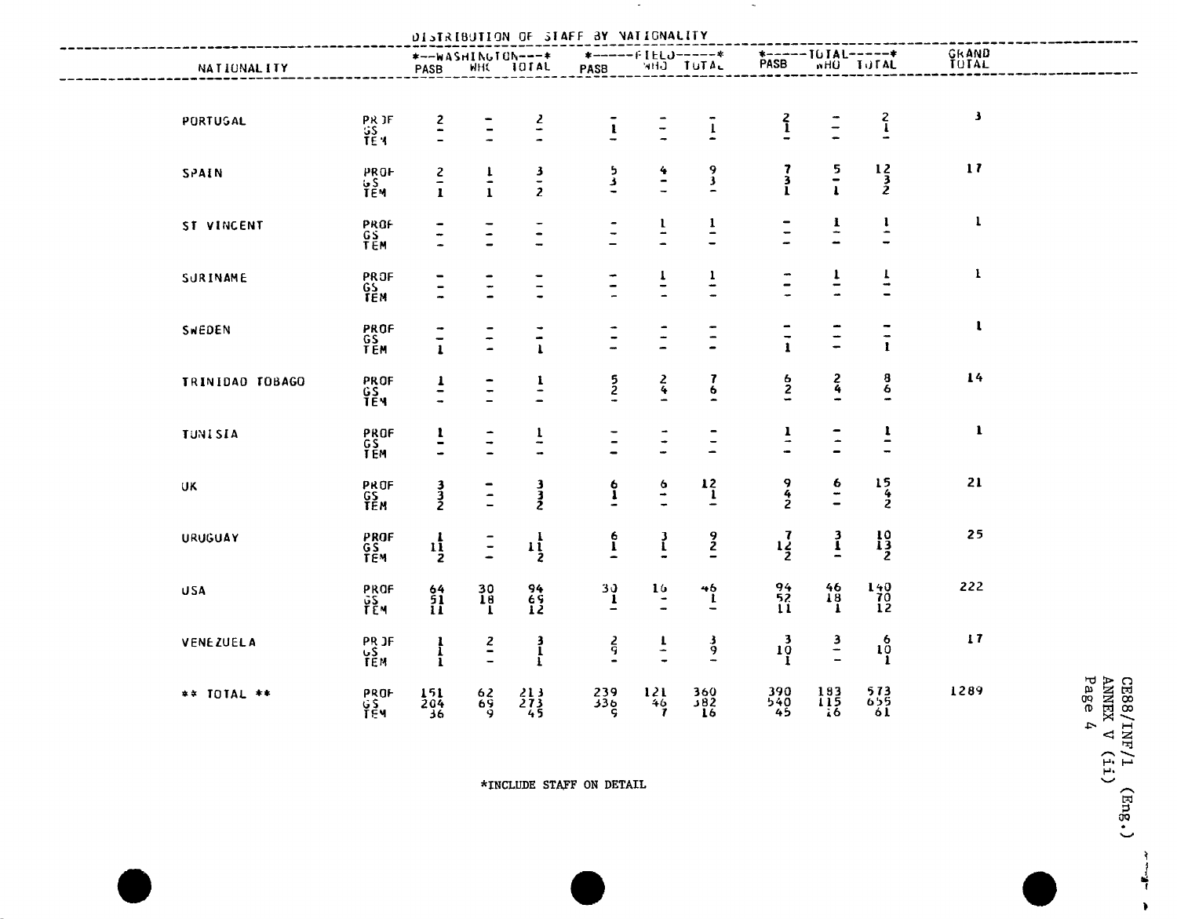DISTRIBUTION OF STAFF BY NATIONALITY

| NATIONALITY | | *--WASHINGTON---* | | | *------FIELD------* | | | *------TOTAL------* | | | GRAND TOTAL |
|---|---|---|---|---|---|---|---|---|---|---|---|
| | | PASB | WHO | TOTAL | PASB | WHO | TOTAL | PASB | WHO | TOTAL | |
| PORTUGAL | PROF | 2 | - | 2 | - | - | - | 2 | - | 2 | 3 |
| | GS | - | - | - | 1 | - | 1 | 1 | - | 1 | |
| | TEM | - | - | - | - | - | - | - | - | - | |
| SPAIN | PROF | 2 | 1 | 3 | 5 | 4 | 9 | 7 | 5 | 12 | 17 |
| | GS | - | - | - | 3 | - | 3 | 3 | - | 3 | |
| | TEM | 1 | 1 | 2 | - | - | - | 1 | 1 | 2 | |
| ST VINCENT | PROF | - | - | - | - | 1 | 1 | - | 1 | 1 | 1 |
| | GS | - | - | - | - | - | - | - | - | - | |
| | TEM | - | - | - | - | - | - | - | - | - | |
| SURINAME | PROF | - | - | - | - | 1 | 1 | - | 1 | 1 | 1 |
| | GS | - | - | - | - | - | - | - | - | - | |
| | TEM | - | - | - | - | - | - | - | - | - | |
| SWEDEN | PROF | - | - | - | - | - | - | - | - | - | 1 |
| | GS | - | - | - | - | - | - | - | - | - | |
| | TEM | 1 | - | 1 | - | - | - | 1 | - | 1 | |
| TRINIDAD TOBAGO | PROF | 1 | - | 1 | 5 | 2 | 7 | 6 | 2 | 8 | 14 |
| | GS | - | - | - | 2 | 4 | 6 | 2 | 4 | 6 | |
| | TEM | - | - | - | - | - | - | - | - | - | |
| TUNISIA | PROF | 1 | - | 1 | - | - | - | 1 | - | 1 | 1 |
| | GS | - | - | - | - | - | - | - | - | - | |
| | TEM | - | - | - | - | - | - | - | - | - | |
| UK | PROF | 3 | - | 3 | 6 | 6 | 12 | 9 | 6 | 15 | 21 |
| | GS | 3 | - | 3 | 1 | - | 1 | 4 | - | 4 | |
| | TEM | 2 | - | 2 | - | - | - | 2 | - | 2 | |
| URUGUAY | PROF | 1 | - | 1 | 6 | 3 | 9 | 7 | 3 | 10 | 25 |
| | GS | 11 | - | 11 | 1 | 1 | 2 | 12 | 1 | 13 | |
| | TEM | 2 | - | 2 | - | - | - | 2 | - | 2 | |
| USA | PROF | 64 | 30 | 94 | 30 | 16 | 46 | 94 | 46 | 140 | 222 |
| | GS | 51 | 18 | 69 | 1 | - | 1 | 52 | 18 | 70 | |
| | TEM | 11 | 1 | 12 | - | - | - | 11 | 1 | 12 | |
| VENEZUELA | PROF | 1 | 2 | 3 | 2 | 1 | 3 | 3 | 3 | 6 | 17 |
| | GS | 1 | - | 1 | 9 | - | 9 | 10 | - | 10 | |
| | TEM | 1 | - | 1 | - | - | - | 1 | - | 1 | |
| ** TOTAL ** | PROF | 151 | 62 | 213 | 239 | 121 | 360 | 390 | 183 | 573 | 1289 |
| | GS | 204 | 69 | 273 | 336 | 46 | 382 | 540 | 115 | 655 | |
| | TEM | 36 | 9 | 45 | 9 | 7 | 16 | 45 | 16 | 61 | |

*INCLUDE STAFF ON DETAIL

CE88/INF/1 (Eng.)
ANNEX V (ii)